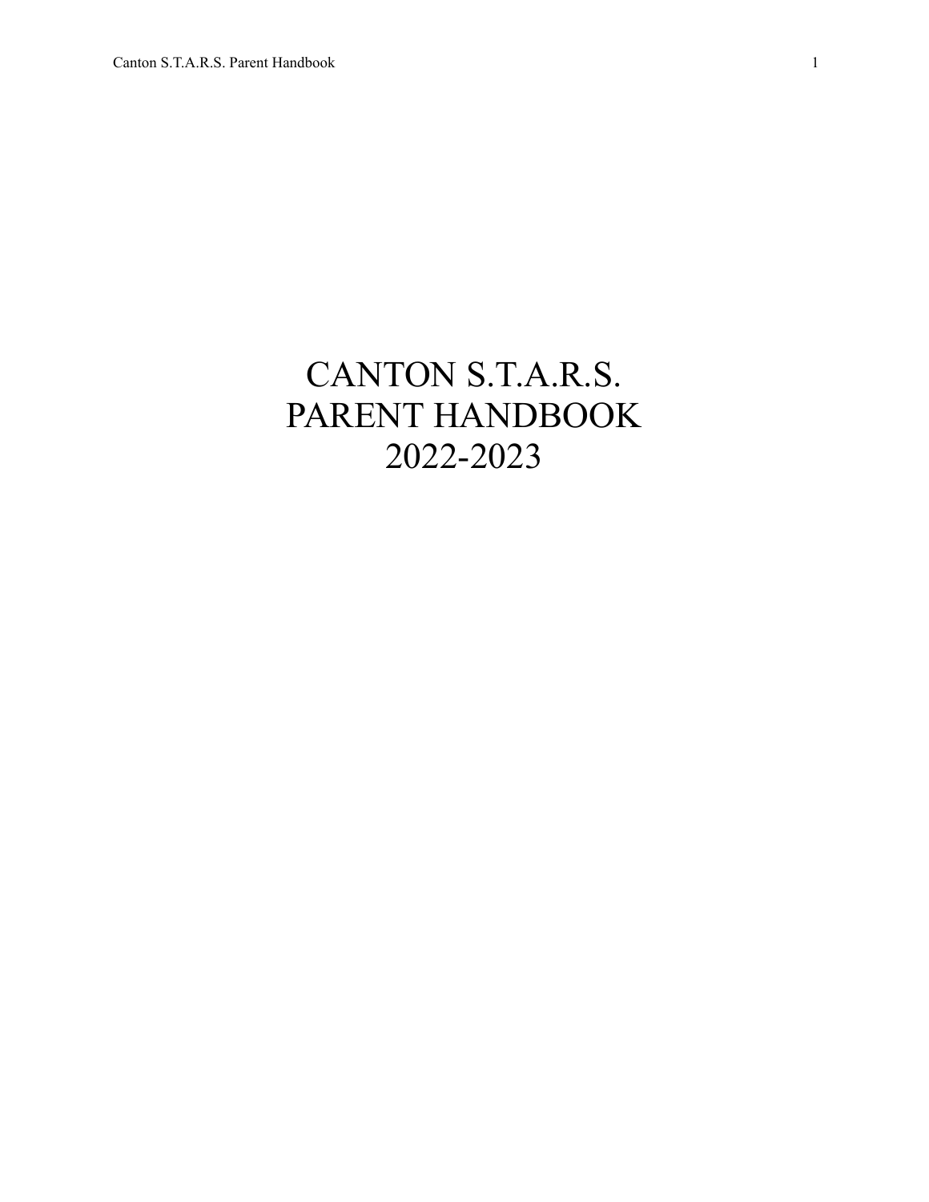# CANTON S.T.A.R.S.
# PARENT HANDBOOK
# 2022-2023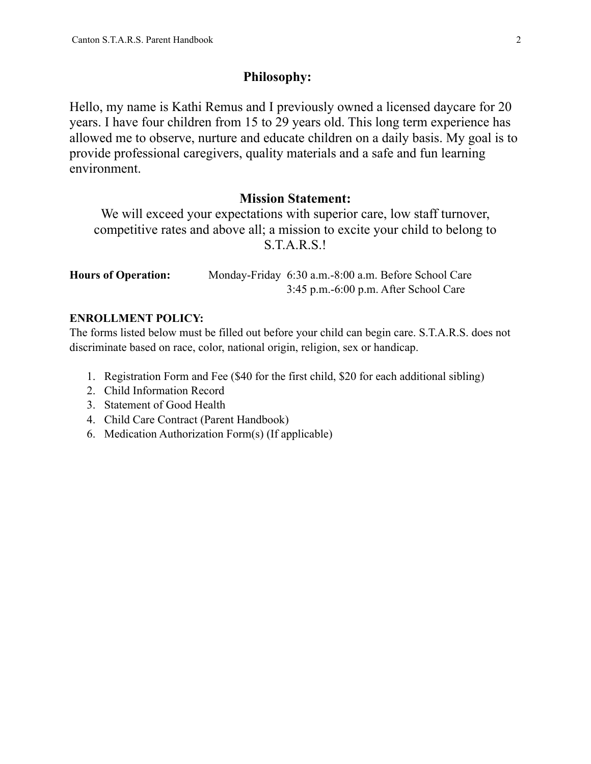## Philosophy:

Hello, my name is Kathi Remus and I previously owned a licensed daycare for 20 years. I have four children from 15 to 29 years old. This long term experience has allowed me to observe, nurture and educate children on a daily basis. My goal is to provide professional caregivers, quality materials and a safe and fun learning environment.

## Mission Statement:

We will exceed your expectations with superior care, low staff turnover, competitive rates and above all; a mission to excite your child to belong to S.T.A.R.S.!

**Hours of Operation:** Monday-Friday 6:30 a.m.-8:00 a.m. Before School Care
3:45 p.m.-6:00 p.m. After School Care

**ENROLLMENT POLICY:**

The forms listed below must be filled out before your child can begin care. S.T.A.R.S. does not discriminate based on race, color, national origin, religion, sex or handicap.

1. Registration Form and Fee ($40 for the first child, $20 for each additional sibling)
2. Child Information Record
3. Statement of Good Health
4. Child Care Contract (Parent Handbook)
6. Medication Authorization Form(s) (If applicable)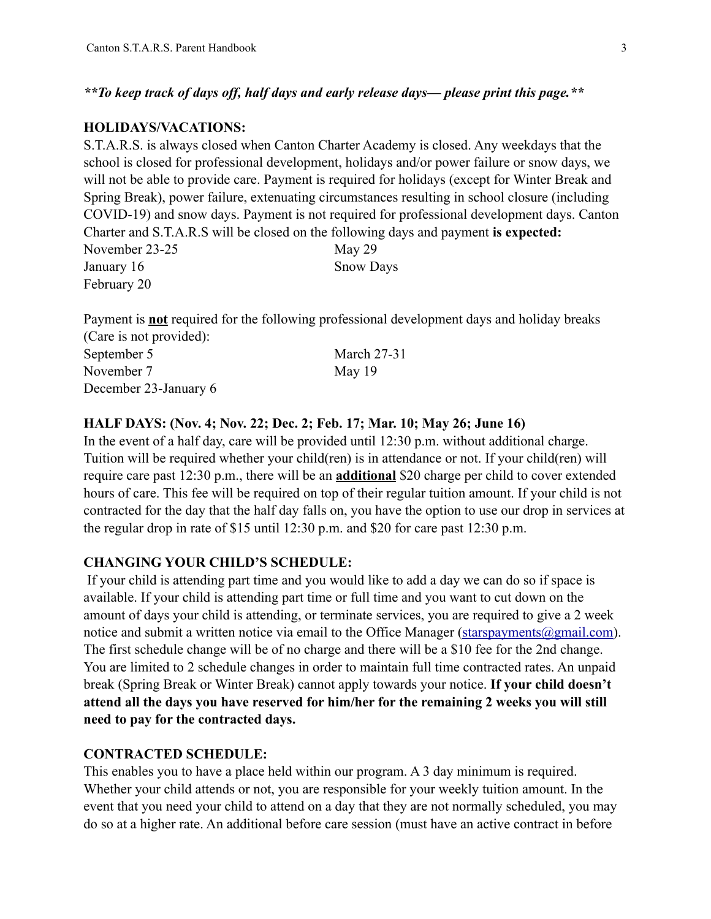***To keep track of days off, half days and early release days— please print this page.***

**HOLIDAYS/VACATIONS:**

S.T.A.R.S. is always closed when Canton Charter Academy is closed. Any weekdays that the school is closed for professional development, holidays and/or power failure or snow days, we will not be able to provide care. Payment is required for holidays (except for Winter Break and Spring Break), power failure, extenuating circumstances resulting in school closure (including COVID-19) and snow days. Payment is not required for professional development days. Canton Charter and S.T.A.R.S will be closed on the following days and payment **is expected:**

| | |
|---|---|
| November 23-25 | May 29 |
| January 16 | Snow Days |
| February 20 | |

Payment is <u>**not**</u> required for the following professional development days and holiday breaks (Care is not provided):

| | |
|---|---|
| September 5 | March 27-31 |
| November 7 | May 19 |
| December 23-January 6 | |

**HALF DAYS: (Nov. 4; Nov. 22; Dec. 2; Feb. 17; Mar. 10; May 26; June 16)**

In the event of a half day, care will be provided until 12:30 p.m. without additional charge. Tuition will be required whether your child(ren) is in attendance or not. If your child(ren) will require care past 12:30 p.m., there will be an <u>**additional**</u> $20 charge per child to cover extended hours of care. This fee will be required on top of their regular tuition amount. If your child is not contracted for the day that the half day falls on, you have the option to use our drop in services at the regular drop in rate of $15 until 12:30 p.m. and $20 for care past 12:30 p.m.

**CHANGING YOUR CHILD'S SCHEDULE:**

If your child is attending part time and you would like to add a day we can do so if space is available. If your child is attending part time or full time and you want to cut down on the amount of days your child is attending, or terminate services, you are required to give a 2 week notice and submit a written notice via email to the Office Manager (starspayments@gmail.com). The first schedule change will be of no charge and there will be a $10 fee for the 2nd change. You are limited to 2 schedule changes in order to maintain full time contracted rates. An unpaid break (Spring Break or Winter Break) cannot apply towards your notice. **If your child doesn't attend all the days you have reserved for him/her for the remaining 2 weeks you will still need to pay for the contracted days.**

**CONTRACTED SCHEDULE:**

This enables you to have a place held within our program. A 3 day minimum is required. Whether your child attends or not, you are responsible for your weekly tuition amount. In the event that you need your child to attend on a day that they are not normally scheduled, you may do so at a higher rate. An additional before care session (must have an active contract in before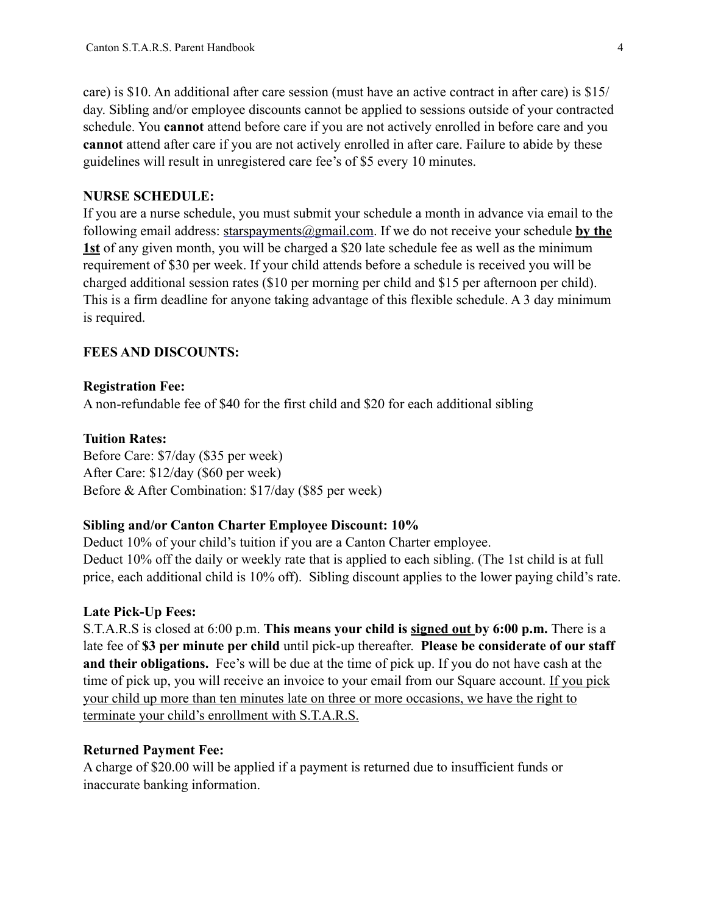care) is $10. An additional after care session (must have an active contract in after care) is $15/ day. Sibling and/or employee discounts cannot be applied to sessions outside of your contracted schedule. You **cannot** attend before care if you are not actively enrolled in before care and you **cannot** attend after care if you are not actively enrolled in after care. Failure to abide by these guidelines will result in unregistered care fee's of $5 every 10 minutes.

**NURSE SCHEDULE:**

If you are a nurse schedule, you must submit your schedule a month in advance via email to the following email address: starspayments@gmail.com. If we do not receive your schedule **by the 1st** of any given month, you will be charged a $20 late schedule fee as well as the minimum requirement of $30 per week. If your child attends before a schedule is received you will be charged additional session rates ($10 per morning per child and $15 per afternoon per child). This is a firm deadline for anyone taking advantage of this flexible schedule. A 3 day minimum is required.

**FEES AND DISCOUNTS:**

**Registration Fee:**

A non-refundable fee of $40 for the first child and $20 for each additional sibling

**Tuition Rates:**

Before Care: $7/day ($35 per week)
After Care: $12/day ($60 per week)
Before & After Combination: $17/day ($85 per week)

**Sibling and/or Canton Charter Employee Discount: 10%**

Deduct 10% of your child's tuition if you are a Canton Charter employee.
Deduct 10% off the daily or weekly rate that is applied to each sibling. (The 1st child is at full price, each additional child is 10% off). Sibling discount applies to the lower paying child's rate.

**Late Pick-Up Fees:**

S.T.A.R.S is closed at 6:00 p.m. **This means your child is signed out by 6:00 p.m.** There is a late fee of **$3 per minute per child** until pick-up thereafter. **Please be considerate of our staff and their obligations.** Fee's will be due at the time of pick up. If you do not have cash at the time of pick up, you will receive an invoice to your email from our Square account. If you pick your child up more than ten minutes late on three or more occasions, we have the right to terminate your child's enrollment with S.T.A.R.S.

**Returned Payment Fee:**

A charge of $20.00 will be applied if a payment is returned due to insufficient funds or inaccurate banking information.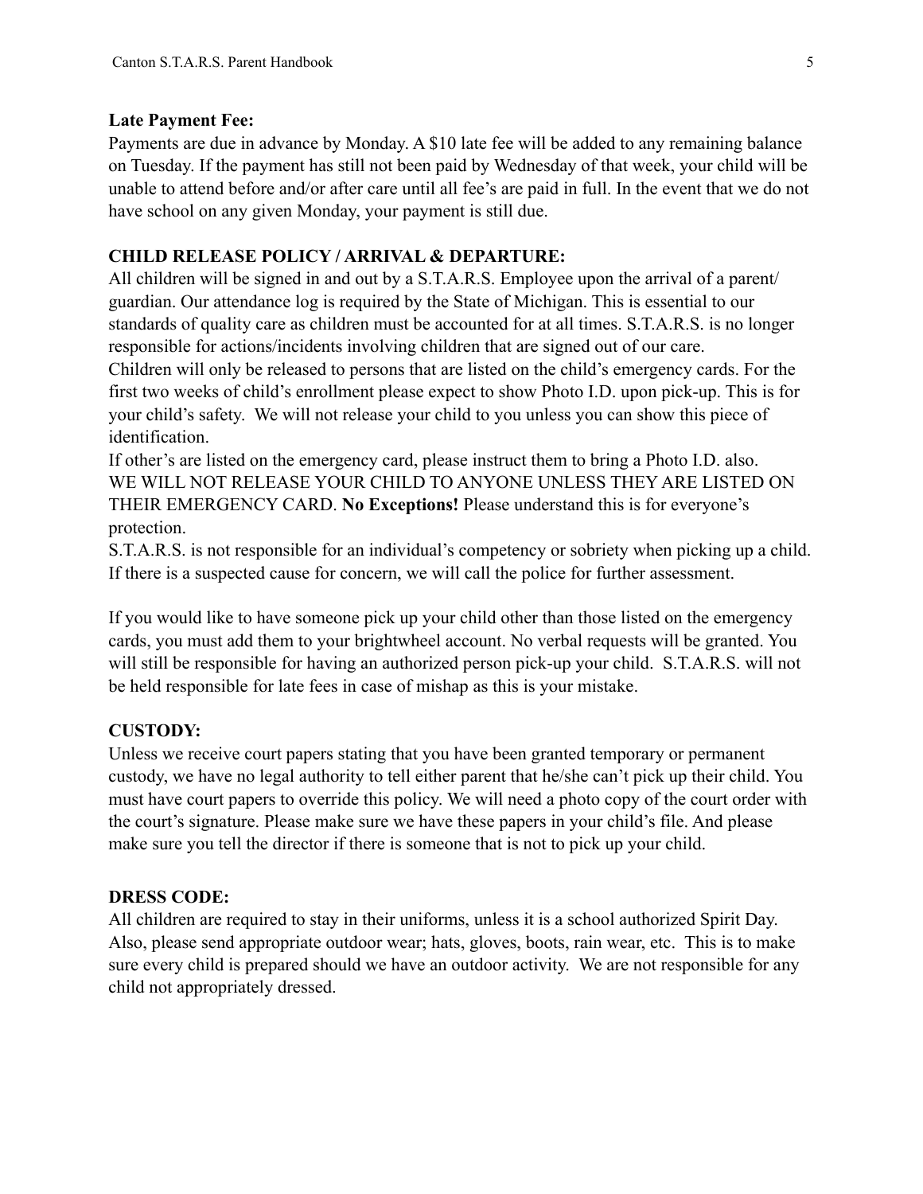**Late Payment Fee:**

Payments are due in advance by Monday. A $10 late fee will be added to any remaining balance on Tuesday. If the payment has still not been paid by Wednesday of that week, your child will be unable to attend before and/or after care until all fee's are paid in full. In the event that we do not have school on any given Monday, your payment is still due.

**CHILD RELEASE POLICY / ARRIVAL & DEPARTURE:**

All children will be signed in and out by a S.T.A.R.S. Employee upon the arrival of a parent/ guardian. Our attendance log is required by the State of Michigan. This is essential to our standards of quality care as children must be accounted for at all times. S.T.A.R.S. is no longer responsible for actions/incidents involving children that are signed out of our care.

Children will only be released to persons that are listed on the child's emergency cards. For the first two weeks of child's enrollment please expect to show Photo I.D. upon pick-up. This is for your child's safety. We will not release your child to you unless you can show this piece of identification.

If other's are listed on the emergency card, please instruct them to bring a Photo I.D. also.

WE WILL NOT RELEASE YOUR CHILD TO ANYONE UNLESS THEY ARE LISTED ON THEIR EMERGENCY CARD. **No Exceptions!** Please understand this is for everyone's protection.

S.T.A.R.S. is not responsible for an individual's competency or sobriety when picking up a child. If there is a suspected cause for concern, we will call the police for further assessment.

If you would like to have someone pick up your child other than those listed on the emergency cards, you must add them to your brightwheel account. No verbal requests will be granted. You will still be responsible for having an authorized person pick-up your child. S.T.A.R.S. will not be held responsible for late fees in case of mishap as this is your mistake.

**CUSTODY:**

Unless we receive court papers stating that you have been granted temporary or permanent custody, we have no legal authority to tell either parent that he/she can't pick up their child. You must have court papers to override this policy. We will need a photo copy of the court order with the court's signature. Please make sure we have these papers in your child's file. And please make sure you tell the director if there is someone that is not to pick up your child.

**DRESS CODE:**

All children are required to stay in their uniforms, unless it is a school authorized Spirit Day. Also, please send appropriate outdoor wear; hats, gloves, boots, rain wear, etc. This is to make sure every child is prepared should we have an outdoor activity. We are not responsible for any child not appropriately dressed.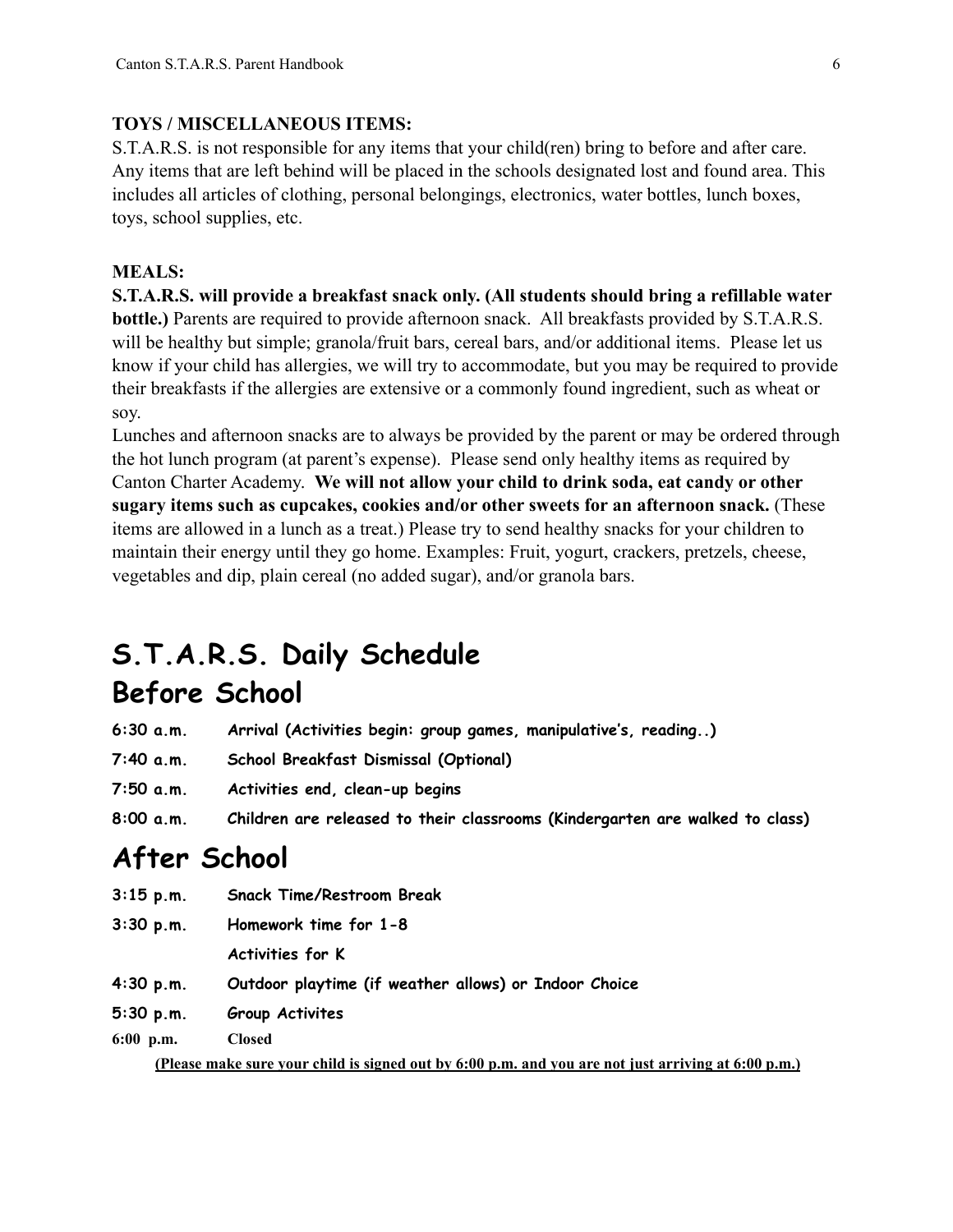**TOYS / MISCELLANEOUS ITEMS:**

S.T.A.R.S. is not responsible for any items that your child(ren) bring to before and after care. Any items that are left behind will be placed in the schools designated lost and found area. This includes all articles of clothing, personal belongings, electronics, water bottles, lunch boxes, toys, school supplies, etc.

**MEALS:**

**S.T.A.R.S. will provide a breakfast snack only. (All students should bring a refillable water bottle.)** Parents are required to provide afternoon snack. All breakfasts provided by S.T.A.R.S. will be healthy but simple; granola/fruit bars, cereal bars, and/or additional items. Please let us know if your child has allergies, we will try to accommodate, but you may be required to provide their breakfasts if the allergies are extensive or a commonly found ingredient, such as wheat or soy.

Lunches and afternoon snacks are to always be provided by the parent or may be ordered through the hot lunch program (at parent's expense). Please send only healthy items as required by Canton Charter Academy. **We will not allow your child to drink soda, eat candy or other sugary items such as cupcakes, cookies and/or other sweets for an afternoon snack.** (These items are allowed in a lunch as a treat.) Please try to send healthy snacks for your children to maintain their energy until they go home. Examples: Fruit, yogurt, crackers, pretzels, cheese, vegetables and dip, plain cereal (no added sugar), and/or granola bars.

# S.T.A.R.S. Daily Schedule

## Before School

**6:30 a.m.** Arrival (Activities begin: group games, manipulative's, reading..)

**7:40 a.m.** School Breakfast Dismissal (Optional)

**7:50 a.m.** Activities end, clean-up begins

**8:00 a.m.** Children are released to their classrooms (Kindergarten are walked to class)

## After School

**3:15 p.m.** Snack Time/Restroom Break

**3:30 p.m.** Homework time for 1-8
Activities for K

**4:30 p.m.** Outdoor playtime (if weather allows) or Indoor Choice

**5:30 p.m.** Group Activites

**6:00 p.m.** Closed

**(Please make sure your child is signed out by 6:00 p.m. and you are not just arriving at 6:00 p.m.)**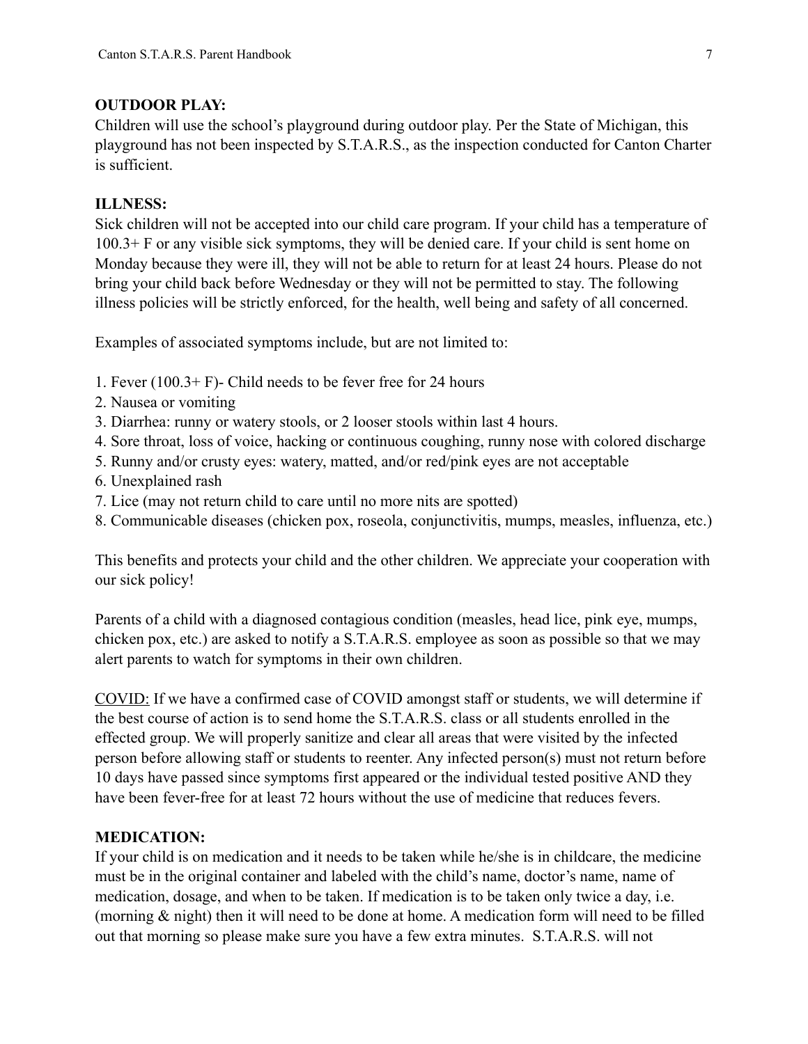**OUTDOOR PLAY:**
Children will use the school's playground during outdoor play. Per the State of Michigan, this playground has not been inspected by S.T.A.R.S., as the inspection conducted for Canton Charter is sufficient.

**ILLNESS:**
Sick children will not be accepted into our child care program. If your child has a temperature of 100.3+ F or any visible sick symptoms, they will be denied care. If your child is sent home on Monday because they were ill, they will not be able to return for at least 24 hours. Please do not bring your child back before Wednesday or they will not be permitted to stay. The following illness policies will be strictly enforced, for the health, well being and safety of all concerned.

Examples of associated symptoms include, but are not limited to:

1. Fever (100.3+ F)- Child needs to be fever free for 24 hours
2. Nausea or vomiting
3. Diarrhea: runny or watery stools, or 2 looser stools within last 4 hours.
4. Sore throat, loss of voice, hacking or continuous coughing, runny nose with colored discharge
5. Runny and/or crusty eyes: watery, matted, and/or red/pink eyes are not acceptable
6. Unexplained rash
7. Lice (may not return child to care until no more nits are spotted)
8. Communicable diseases (chicken pox, roseola, conjunctivitis, mumps, measles, influenza, etc.)

This benefits and protects your child and the other children. We appreciate your cooperation with our sick policy!

Parents of a child with a diagnosed contagious condition (measles, head lice, pink eye, mumps, chicken pox, etc.) are asked to notify a S.T.A.R.S. employee as soon as possible so that we may alert parents to watch for symptoms in their own children.

<u>COVID:</u> If we have a confirmed case of COVID amongst staff or students, we will determine if the best course of action is to send home the S.T.A.R.S. class or all students enrolled in the effected group. We will properly sanitize and clear all areas that were visited by the infected person before allowing staff or students to reenter. Any infected person(s) must not return before 10 days have passed since symptoms first appeared or the individual tested positive AND they have been fever-free for at least 72 hours without the use of medicine that reduces fevers.

**MEDICATION:**
If your child is on medication and it needs to be taken while he/she is in childcare, the medicine must be in the original container and labeled with the child's name, doctor's name, name of medication, dosage, and when to be taken. If medication is to be taken only twice a day, i.e. (morning & night) then it will need to be done at home. A medication form will need to be filled out that morning so please make sure you have a few extra minutes. S.T.A.R.S. will not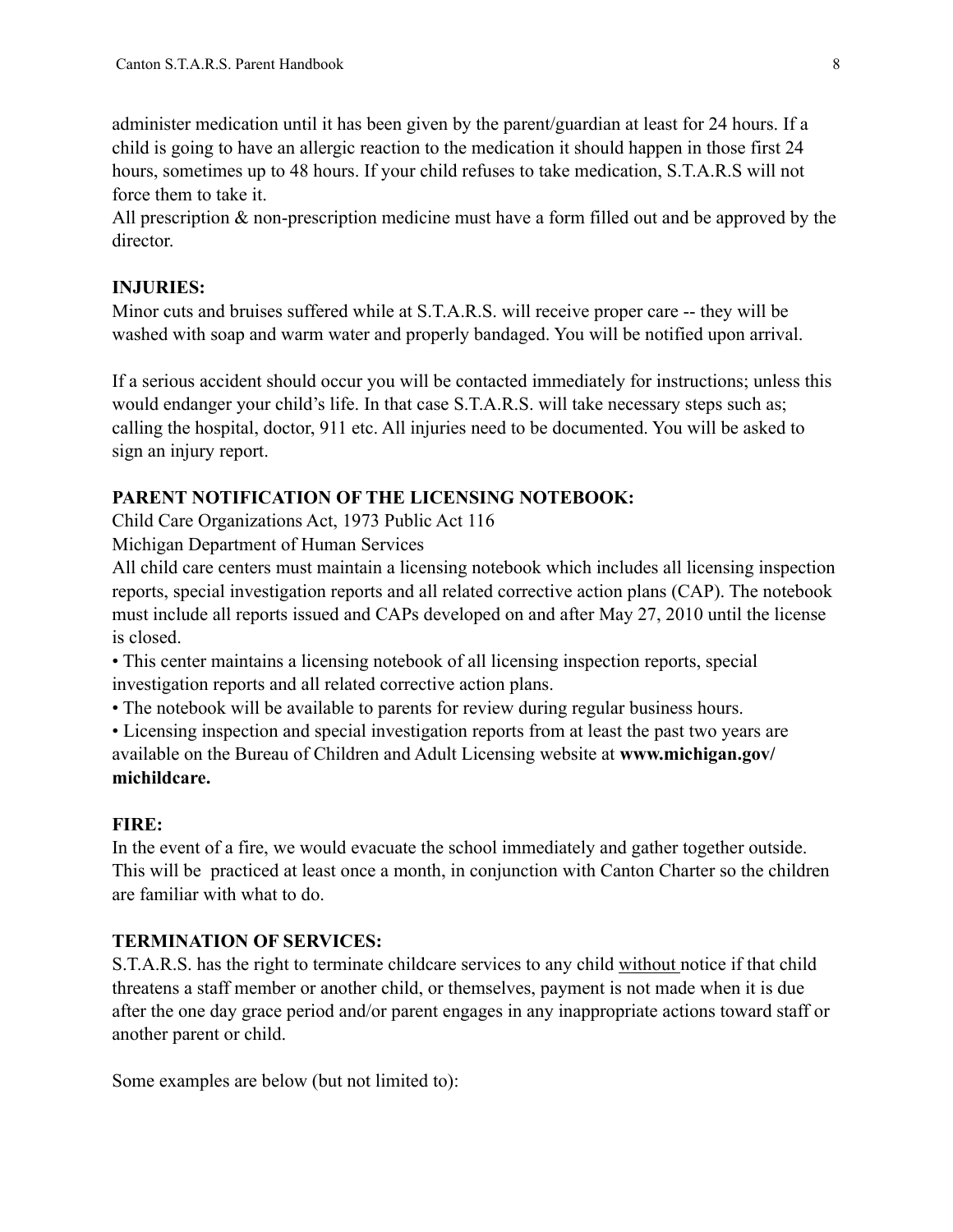administer medication until it has been given by the parent/guardian at least for 24 hours. If a child is going to have an allergic reaction to the medication it should happen in those first 24 hours, sometimes up to 48 hours. If your child refuses to take medication, S.T.A.R.S will not force them to take it.

All prescription & non-prescription medicine must have a form filled out and be approved by the director.

**INJURIES:**

Minor cuts and bruises suffered while at S.T.A.R.S. will receive proper care -- they will be washed with soap and warm water and properly bandaged. You will be notified upon arrival.

If a serious accident should occur you will be contacted immediately for instructions; unless this would endanger your child's life. In that case S.T.A.R.S. will take necessary steps such as; calling the hospital, doctor, 911 etc. All injuries need to be documented. You will be asked to sign an injury report.

**PARENT NOTIFICATION OF THE LICENSING NOTEBOOK:**

Child Care Organizations Act, 1973 Public Act 116

Michigan Department of Human Services

All child care centers must maintain a licensing notebook which includes all licensing inspection reports, special investigation reports and all related corrective action plans (CAP). The notebook must include all reports issued and CAPs developed on and after May 27, 2010 until the license is closed.

- This center maintains a licensing notebook of all licensing inspection reports, special investigation reports and all related corrective action plans.
- The notebook will be available to parents for review during regular business hours.
- Licensing inspection and special investigation reports from at least the past two years are available on the Bureau of Children and Adult Licensing website at **www.michigan.gov/michildcare.**

**FIRE:**

In the event of a fire, we would evacuate the school immediately and gather together outside. This will be practiced at least once a month, in conjunction with Canton Charter so the children are familiar with what to do.

**TERMINATION OF SERVICES:**

S.T.A.R.S. has the right to terminate childcare services to any child without notice if that child threatens a staff member or another child, or themselves, payment is not made when it is due after the one day grace period and/or parent engages in any inappropriate actions toward staff or another parent or child.

Some examples are below (but not limited to):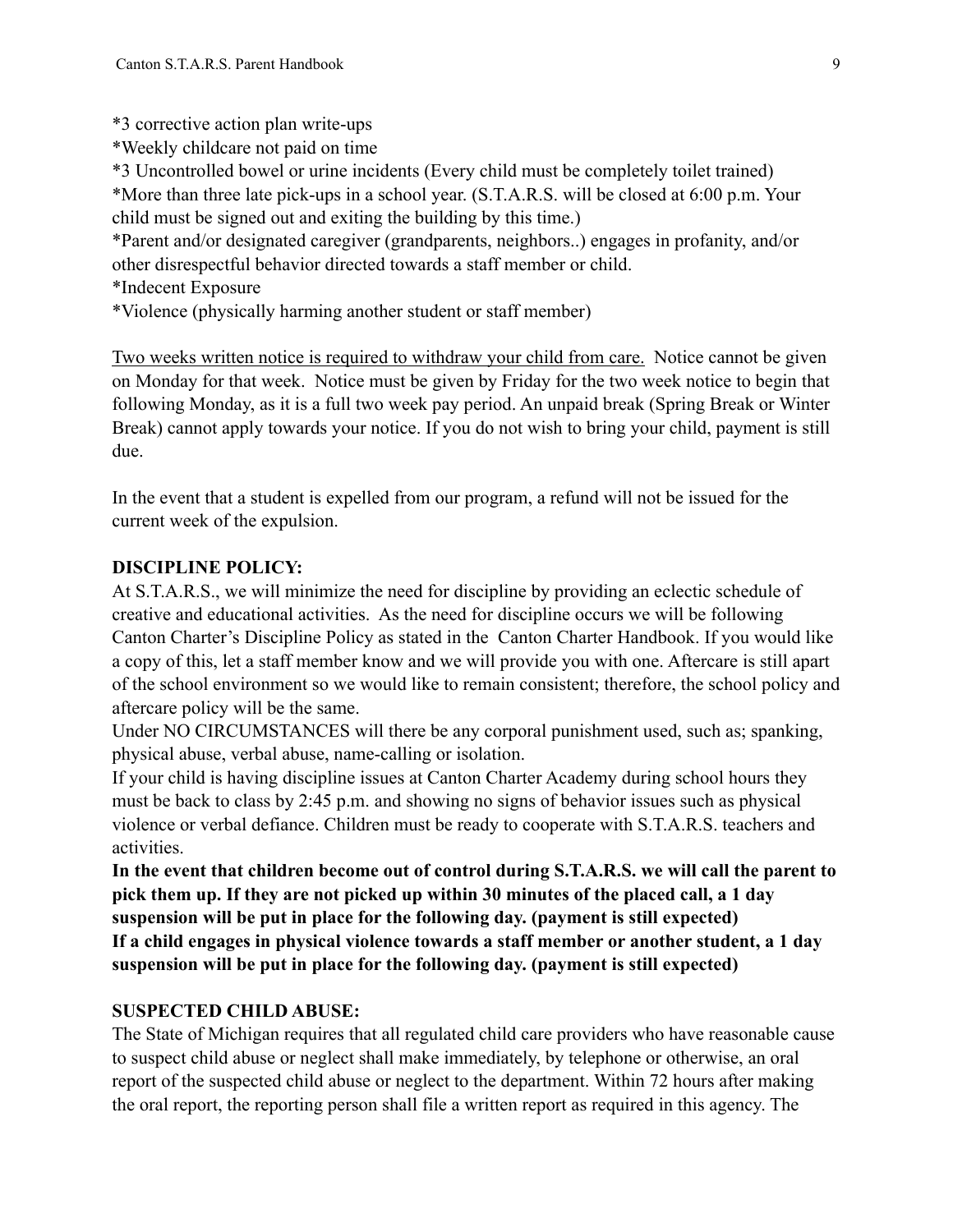*3 corrective action plan write-ups
*Weekly childcare not paid on time
*3 Uncontrolled bowel or urine incidents (Every child must be completely toilet trained)
*More than three late pick-ups in a school year. (S.T.A.R.S. will be closed at 6:00 p.m. Your child must be signed out and exiting the building by this time.)
*Parent and/or designated caregiver (grandparents, neighbors..) engages in profanity, and/or other disrespectful behavior directed towards a staff member or child.
*Indecent Exposure
*Violence (physically harming another student or staff member)

<u>Two weeks written notice is required to withdraw your child from care.</u> Notice cannot be given on Monday for that week. Notice must be given by Friday for the two week notice to begin that following Monday, as it is a full two week pay period. An unpaid break (Spring Break or Winter Break) cannot apply towards your notice. If you do not wish to bring your child, payment is still due.

In the event that a student is expelled from our program, a refund will not be issued for the current week of the expulsion.

**DISCIPLINE POLICY:**

At S.T.A.R.S., we will minimize the need for discipline by providing an eclectic schedule of creative and educational activities. As the need for discipline occurs we will be following Canton Charter's Discipline Policy as stated in the Canton Charter Handbook. If you would like a copy of this, let a staff member know and we will provide you with one. Aftercare is still apart of the school environment so we would like to remain consistent; therefore, the school policy and aftercare policy will be the same.

Under NO CIRCUMSTANCES will there be any corporal punishment used, such as; spanking, physical abuse, verbal abuse, name-calling or isolation.

If your child is having discipline issues at Canton Charter Academy during school hours they must be back to class by 2:45 p.m. and showing no signs of behavior issues such as physical violence or verbal defiance. Children must be ready to cooperate with S.T.A.R.S. teachers and activities.

**In the event that children become out of control during S.T.A.R.S. we will call the parent to pick them up. If they are not picked up within 30 minutes of the placed call, a 1 day suspension will be put in place for the following day. (payment is still expected)**

**If a child engages in physical violence towards a staff member or another student, a 1 day suspension will be put in place for the following day. (payment is still expected)**

**SUSPECTED CHILD ABUSE:**

The State of Michigan requires that all regulated child care providers who have reasonable cause to suspect child abuse or neglect shall make immediately, by telephone or otherwise, an oral report of the suspected child abuse or neglect to the department. Within 72 hours after making the oral report, the reporting person shall file a written report as required in this agency. The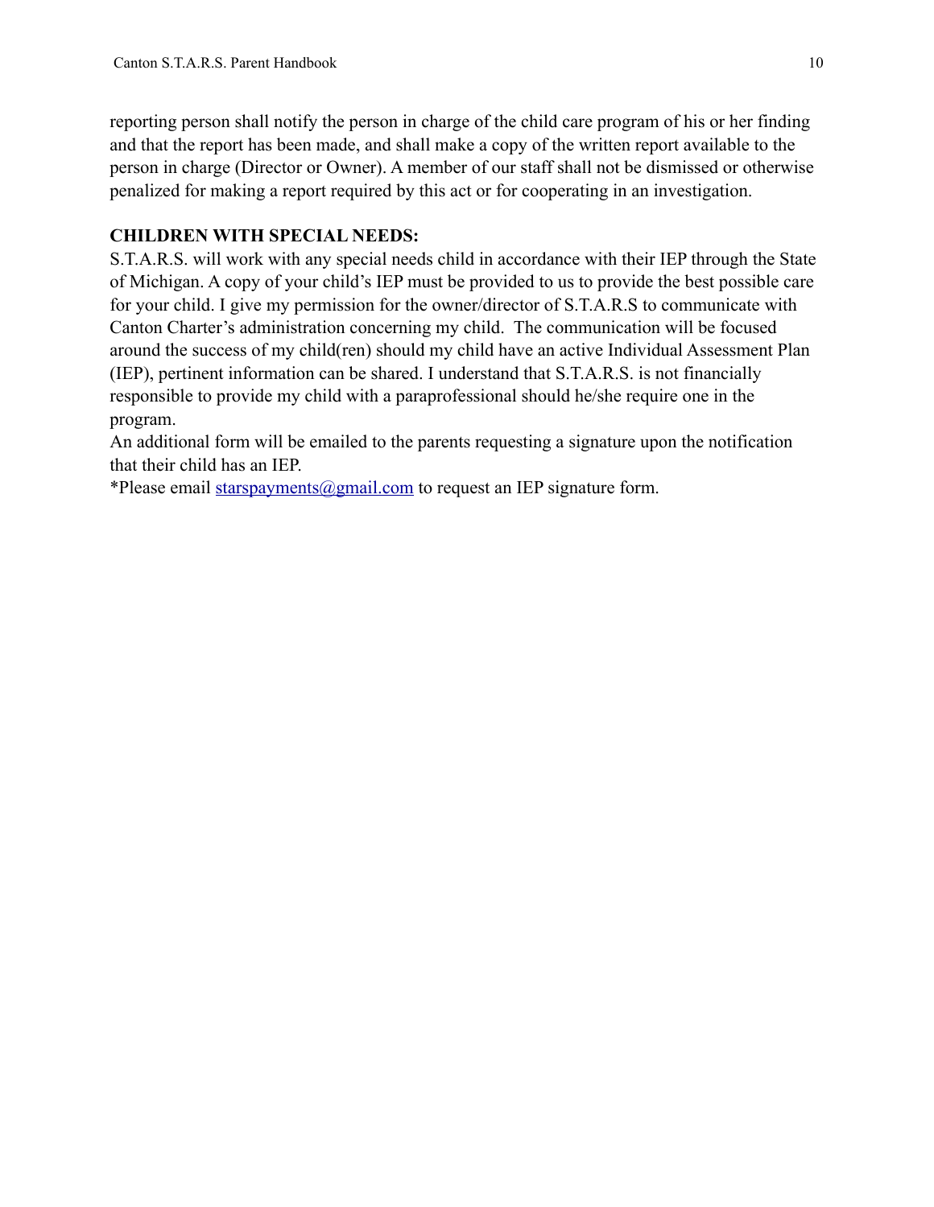reporting person shall notify the person in charge of the child care program of his or her finding and that the report has been made, and shall make a copy of the written report available to the person in charge (Director or Owner). A member of our staff shall not be dismissed or otherwise penalized for making a report required by this act or for cooperating in an investigation.

**CHILDREN WITH SPECIAL NEEDS:**

S.T.A.R.S. will work with any special needs child in accordance with their IEP through the State of Michigan. A copy of your child's IEP must be provided to us to provide the best possible care for your child. I give my permission for the owner/director of S.T.A.R.S to communicate with Canton Charter's administration concerning my child. The communication will be focused around the success of my child(ren) should my child have an active Individual Assessment Plan (IEP), pertinent information can be shared. I understand that S.T.A.R.S. is not financially responsible to provide my child with a paraprofessional should he/she require one in the program.

An additional form will be emailed to the parents requesting a signature upon the notification that their child has an IEP.

*Please email starspayments@gmail.com to request an IEP signature form.